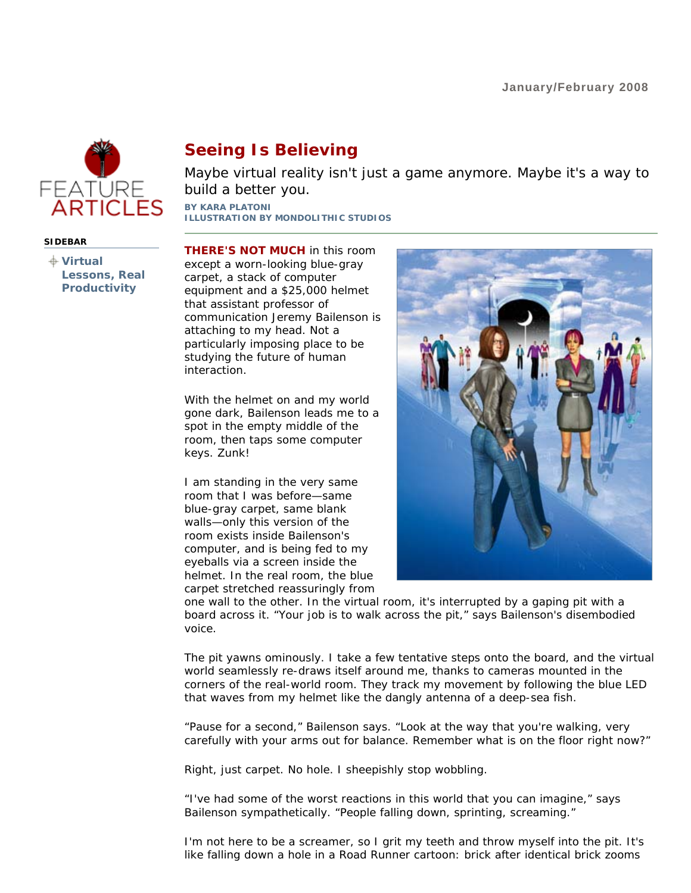January/February 2008

FEATURE ARTICLES

# Seeing Is Believing

Maybe virtual reality isn't just a game anymore. Maybe it's a way to build a better you.

**BY KARA PLATONI**
**ILLUSTRATION BY MONDOLITHIC STUDIOS**

**SIDEBAR**

- Virtual Lessons, Real Productivity

**THERE'S NOT MUCH** in this room except a worn-looking blue-gray carpet, a stack of computer equipment and a $25,000 helmet that assistant professor of communication Jeremy Bailenson is attaching to my head. Not a particularly imposing place to be studying the future of human interaction.

With the helmet on and my world gone dark, Bailenson leads me to a spot in the empty middle of the room, then taps some computer keys. Zunk!

I am standing in the very same room that I was before—same blue-gray carpet, same blank walls—only this version of the room exists inside Bailenson's computer, and is being fed to my eyeballs via a screen inside the helmet. In the real room, the blue carpet stretched reassuringly from one wall to the other. In the virtual room, it's interrupted by a gaping pit with a board across it. "Your job is to walk across the pit," says Bailenson's disembodied voice.

The pit yawns ominously. I take a few tentative steps onto the board, and the virtual world seamlessly re-draws itself around me, thanks to cameras mounted in the corners of the real-world room. They track my movement by following the blue LED that waves from my helmet like the dangly antenna of a deep-sea fish.

"Pause for a second," Bailenson says. "Look at the way that you're walking, very carefully with your arms out for balance. Remember what is on the floor right now?"

Right, just carpet. No hole. I sheepishly stop wobbling.

"I've had some of the worst reactions in this world that you can imagine," says Bailenson sympathetically. "People falling down, sprinting, screaming."

I'm not here to be a screamer, so I grit my teeth and throw myself into the pit. It's like falling down a hole in a Road Runner cartoon: brick after identical brick zooms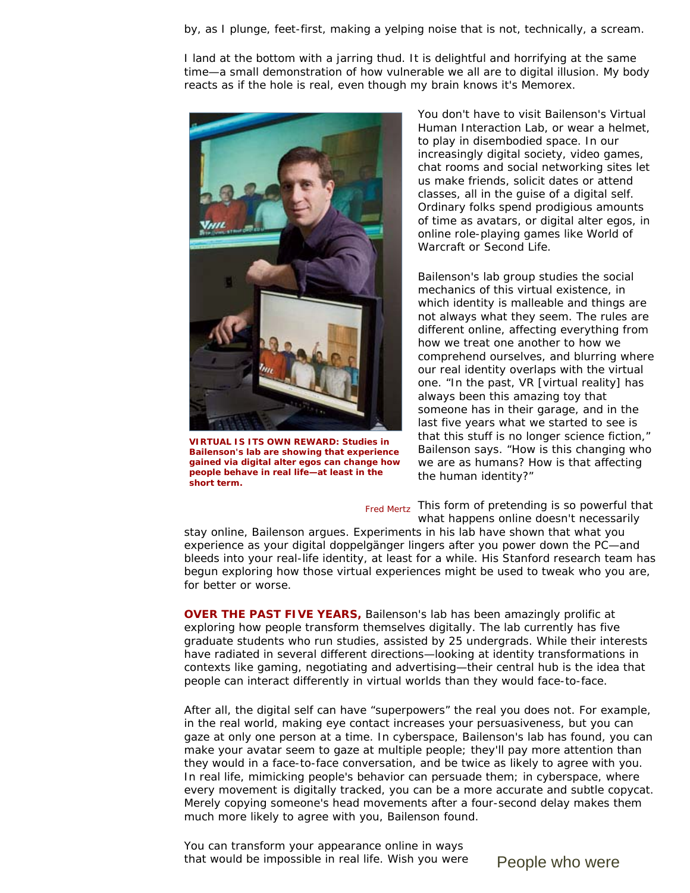by, as I plunge, feet-first, making a yelping noise that is not, technically, a scream.

I land at the bottom with a jarring thud. It is delightful and horrifying at the same time—a small demonstration of how vulnerable we all are to digital illusion. My body reacts as if the hole is real, even though my brain knows it's Memorex.

**VIRTUAL IS ITS OWN REWARD: Studies in Bailenson's lab are showing that experience gained via digital alter egos can change how people behave in real life—at least in the short term.**

Fred Mertz

You don't have to visit Bailenson's Virtual Human Interaction Lab, or wear a helmet, to play in disembodied space. In our increasingly digital society, video games, chat rooms and social networking sites let us make friends, solicit dates or attend classes, all in the guise of a digital self. Ordinary folks spend prodigious amounts of time as avatars, or digital alter egos, in online role-playing games like World of Warcraft or Second Life.

Bailenson's lab group studies the social mechanics of this virtual existence, in which identity is malleable and things are not always what they seem. The rules are different online, affecting everything from how we treat one another to how we comprehend ourselves, and blurring where our real identity overlaps with the virtual one. "In the past, VR [virtual reality] has always been this amazing toy that someone has in their garage, and in the last five years what we started to see is that this stuff is no longer science fiction," Bailenson says. "How is this changing who we are as humans? How is that affecting the human identity?"

This form of pretending is so powerful that what happens online doesn't necessarily stay online, Bailenson argues. Experiments in his lab have shown that what you experience as your digital doppelgänger lingers after you power down the PC—and bleeds into your real-life identity, at least for a while. His Stanford research team has begun exploring how those virtual experiences might be used to tweak who you are, for better or worse.

**OVER THE PAST FIVE YEARS,** Bailenson's lab has been amazingly prolific at exploring how people transform themselves digitally. The lab currently has five graduate students who run studies, assisted by 25 undergrads. While their interests have radiated in several different directions—looking at identity transformations in contexts like gaming, negotiating and advertising—their central hub is the idea that people can interact differently in virtual worlds than they would face-to-face.

After all, the digital self can have "superpowers" the real you does not. For example, in the real world, making eye contact increases your persuasiveness, but you can gaze at only one person at a time. In cyberspace, Bailenson's lab has found, you can make your avatar seem to gaze at multiple people; they'll pay more attention than they would in a face-to-face conversation, and be twice as likely to agree with you. In real life, mimicking people's behavior can persuade them; in cyberspace, where every movement is digitally tracked, you can be a more accurate and subtle copycat. Merely copying someone's head movements after a four-second delay makes them much more likely to agree with you, Bailenson found.

You can transform your appearance online in ways that would be impossible in real life. Wish you were

People who were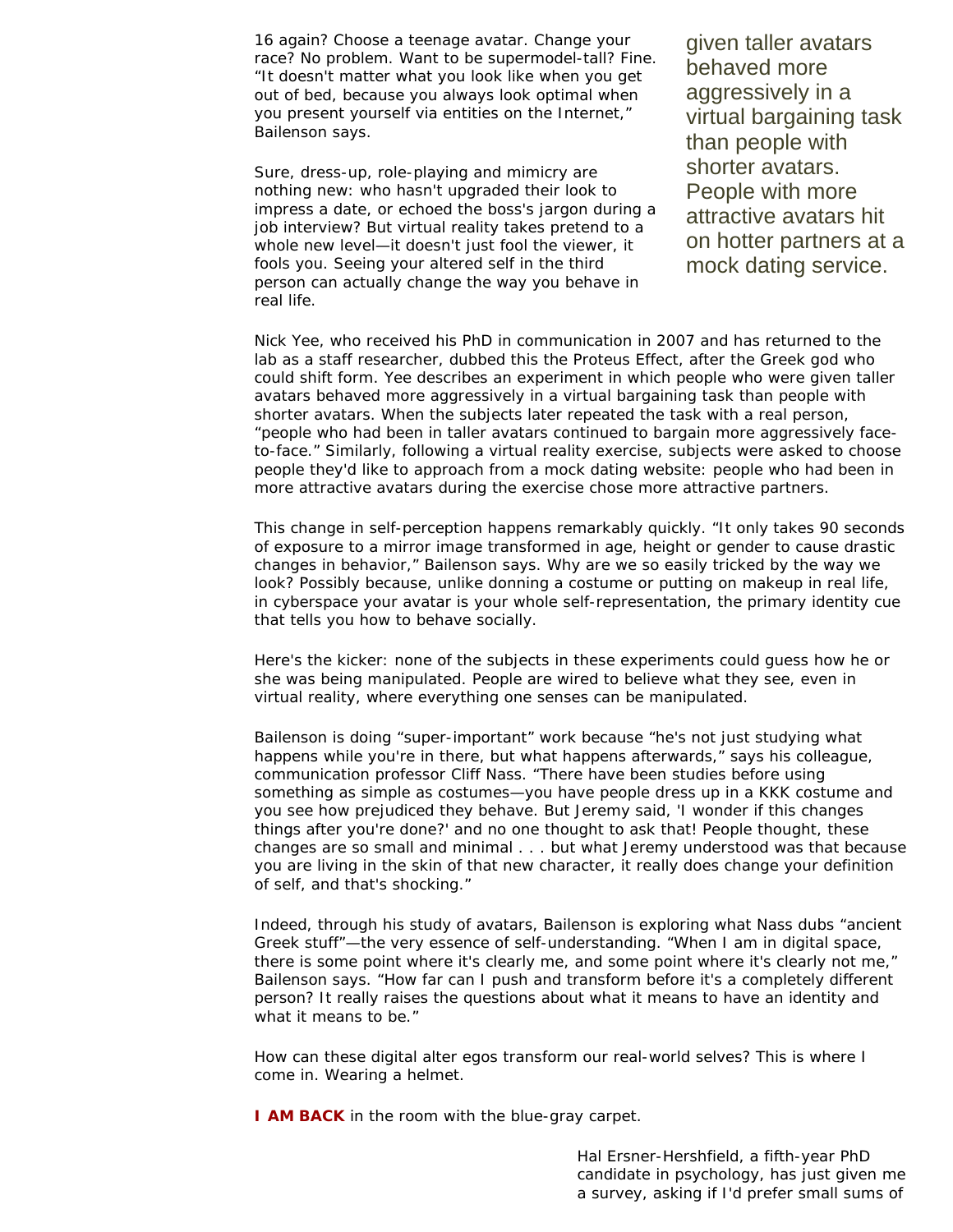16 again? Choose a teenage avatar. Change your race? No problem. Want to be supermodel-tall? Fine. “It doesn't matter what you look like when you get out of bed, because you always look optimal when you present yourself via entities on the Internet,” Bailenson says.

Sure, dress-up, role-playing and mimicry are nothing new: who hasn't upgraded their look to impress a date, or echoed the boss's jargon during a job interview? But virtual reality takes pretend to a whole new level—it doesn't just fool the viewer, it fools you. Seeing your altered self in the third person can actually change the way you behave in real life.

> given taller avatars behaved more aggressively in a virtual bargaining task than people with shorter avatars. People with more attractive avatars hit on hotter partners at a mock dating service.

Nick Yee, who received his PhD in communication in 2007 and has returned to the lab as a staff researcher, dubbed this the Proteus Effect, after the Greek god who could shift form. Yee describes an experiment in which people who were given taller avatars behaved more aggressively in a virtual bargaining task than people with shorter avatars. When the subjects later repeated the task with a real person, “people who had been in taller avatars continued to bargain more aggressively face-to-face.” Similarly, following a virtual reality exercise, subjects were asked to choose people they'd like to approach from a mock dating website: people who had been in more attractive avatars during the exercise chose more attractive partners.

This change in self-perception happens remarkably quickly. “It only takes 90 seconds of exposure to a mirror image transformed in age, height or gender to cause drastic changes in behavior,” Bailenson says. Why are we so easily tricked by the way we look? Possibly because, unlike donning a costume or putting on makeup in real life, in cyberspace your avatar is your whole self-representation, the primary identity cue that tells you how to behave socially.

Here's the kicker: none of the subjects in these experiments could guess how he or she was being manipulated. People are wired to believe what they see, even in virtual reality, where everything one senses can be manipulated.

Bailenson is doing “super-important” work because “he's not just studying what happens while you're in there, but what happens afterwards,” says his colleague, communication professor Cliff Nass. “There have been studies before using something as simple as costumes—you have people dress up in a KKK costume and you see how prejudiced they behave. But Jeremy said, 'I wonder if this changes things after you're done?' and no one thought to ask that! People thought, these changes are so small and minimal . . . but what Jeremy understood was that because you are living in the skin of that new character, it really does change your definition of self, and that's shocking.”

Indeed, through his study of avatars, Bailenson is exploring what Nass dubs “ancient Greek stuff”—the very essence of self-understanding. “When I am in digital space, there is some point where it's clearly me, and some point where it's clearly not me,” Bailenson says. “How far can I push and transform before it's a completely different person? It really raises the questions about what it means to have an identity and what it means to be.”

How can these digital alter egos transform our real-world selves? This is where I come in. Wearing a helmet.

**I AM BACK** in the room with the blue-gray carpet.

Hal Ersner-Hershfield, a fifth-year PhD candidate in psychology, has just given me a survey, asking if I'd prefer small sums of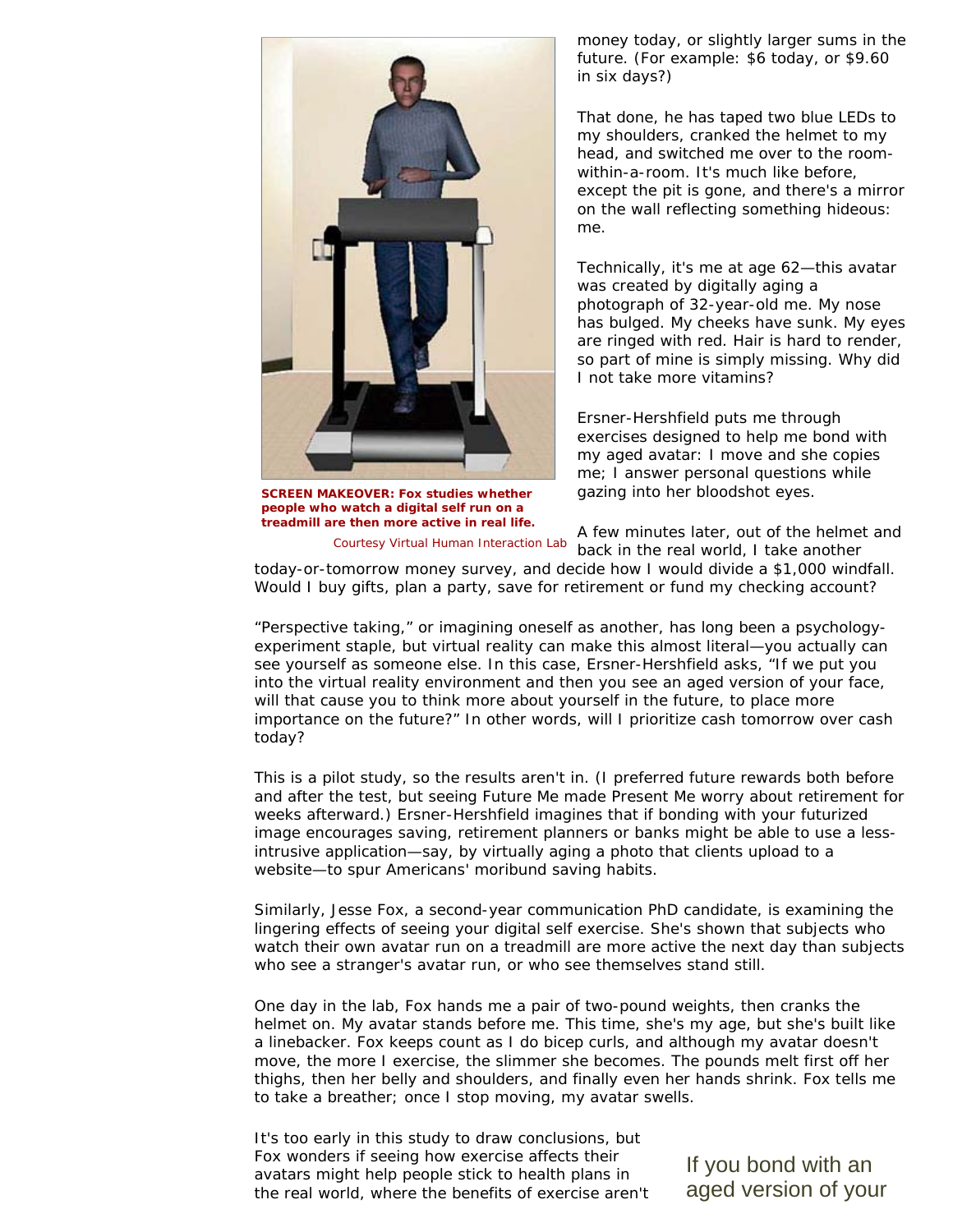**SCREEN MAKEOVER: Fox studies whether people who watch a digital self run on a treadmill are then more active in real life.**

Courtesy Virtual Human Interaction Lab

money today, or slightly larger sums in the future. (For example: $6 today, or $9.60 in six days?)

That done, he has taped two blue LEDs to my shoulders, cranked the helmet to my head, and switched me over to the room-within-a-room. It's much like before, except the pit is gone, and there's a mirror on the wall reflecting something hideous: me.

Technically, it's me at age 62—this avatar was created by digitally aging a photograph of 32-year-old me. My nose has bulged. My cheeks have sunk. My eyes are ringed with red. Hair is hard to render, so part of mine is simply missing. Why did I not take more vitamins?

Ersner-Hershfield puts me through exercises designed to help me bond with my aged avatar: I move and she copies me; I answer personal questions while gazing into her bloodshot eyes.

A few minutes later, out of the helmet and back in the real world, I take another today-or-tomorrow money survey, and decide how I would divide a $1,000 windfall. Would I buy gifts, plan a party, save for retirement or fund my checking account?

"Perspective taking," or imagining oneself as another, has long been a psychology-experiment staple, but virtual reality can make this almost literal—you actually can see yourself as someone else. In this case, Ersner-Hershfield asks, "If we put you into the virtual reality environment and then you see an aged version of your face, will that cause you to think more about yourself in the future, to place more importance on the future?" In other words, will I prioritize cash tomorrow over cash today?

This is a pilot study, so the results aren't in. (I preferred future rewards both before and after the test, but seeing Future Me made Present Me worry about retirement for weeks afterward.) Ersner-Hershfield imagines that if bonding with your futurized image encourages saving, retirement planners or banks might be able to use a less-intrusive application—say, by virtually aging a photo that clients upload to a website—to spur Americans' moribund saving habits.

Similarly, Jesse Fox, a second-year communication PhD candidate, is examining the lingering effects of seeing your digital self exercise. She's shown that subjects who watch their own avatar run on a treadmill are more active the next day than subjects who see a stranger's avatar run, or who see themselves stand still.

One day in the lab, Fox hands me a pair of two-pound weights, then cranks the helmet on. My avatar stands before me. This time, she's my age, but she's built like a linebacker. Fox keeps count as I do bicep curls, and although my avatar doesn't move, the more I exercise, the slimmer she becomes. The pounds melt first off her thighs, then her belly and shoulders, and finally even her hands shrink. Fox tells me to take a breather; once I stop moving, my avatar swells.

It's too early in this study to draw conclusions, but Fox wonders if seeing how exercise affects their avatars might help people stick to health plans in the real world, where the benefits of exercise aren't

If you bond with an aged version of your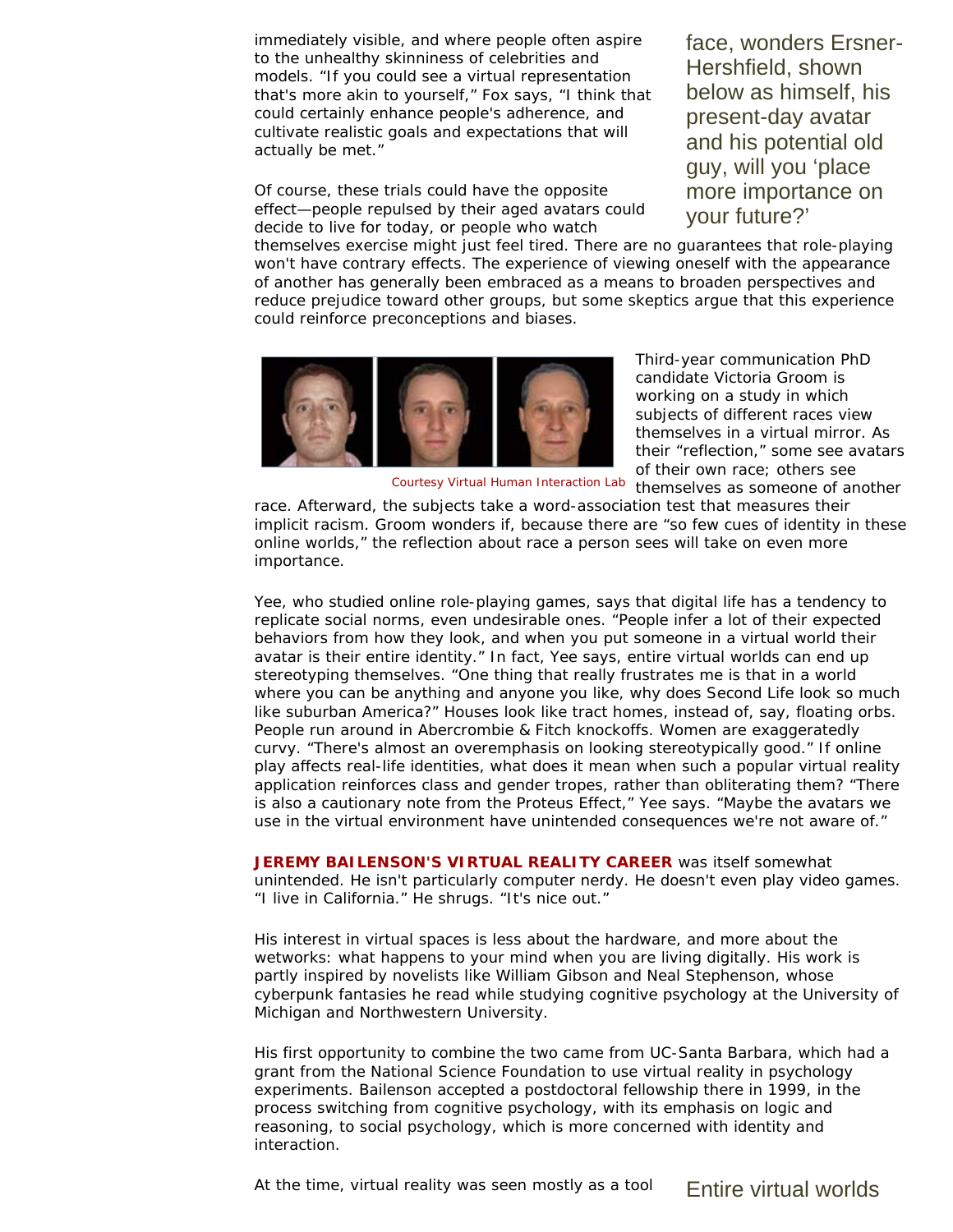immediately visible, and where people often aspire to the unhealthy skinniness of celebrities and models. “If you could see a virtual representation that's more akin to yourself,” Fox says, “I think that could certainly enhance people's adherence, and cultivate realistic goals and expectations that will actually be met.”

face, wonders Ersner-Hershfield, shown below as himself, his present-day avatar and his potential old guy, will you ‘place more importance on your future?’

Of course, these trials could have the opposite effect—people repulsed by their aged avatars could decide to live for today, or people who watch themselves exercise might just feel tired. There are no guarantees that role-playing won't have contrary effects. The experience of viewing oneself with the appearance of another has generally been embraced as a means to broaden perspectives and reduce prejudice toward other groups, but some skeptics argue that this experience could reinforce preconceptions and biases.

Courtesy Virtual Human Interaction Lab

Third-year communication PhD candidate Victoria Groom is working on a study in which subjects of different races view themselves in a virtual mirror. As their “reflection,” some see avatars of their own race; others see themselves as someone of another race. Afterward, the subjects take a word-association test that measures their implicit racism. Groom wonders if, because there are “so few cues of identity in these online worlds,” the reflection about race a person sees will take on even more importance.

Yee, who studied online role-playing games, says that digital life has a tendency to replicate social norms, even undesirable ones. “People infer a lot of their expected behaviors from how they look, and when you put someone in a virtual world their avatar is their entire identity.” In fact, Yee says, entire virtual worlds can end up stereotyping themselves. “One thing that really frustrates me is that in a world where you can be anything and anyone you like, why does Second Life look so much like suburban America?” Houses look like tract homes, instead of, say, floating orbs. People run around in Abercrombie & Fitch knockoffs. Women are exaggeratedly curvy. “There's almost an overemphasis on looking stereotypically good.” If online play affects real-life identities, what does it mean when such a popular virtual reality application reinforces class and gender tropes, rather than obliterating them? “There is also a cautionary note from the Proteus Effect,” Yee says. “Maybe the avatars we use in the virtual environment have unintended consequences we're not aware of.”

**JEREMY BAILENSON'S VIRTUAL REALITY CAREER** was itself somewhat unintended. He isn't particularly computer nerdy. He doesn't even play video games. “I live in California.” He shrugs. “It's nice out.”

His interest in virtual spaces is less about the hardware, and more about the wetworks: what happens to your mind when you are living digitally. His work is partly inspired by novelists like William Gibson and Neal Stephenson, whose cyberpunk fantasies he read while studying cognitive psychology at the University of Michigan and Northwestern University.

His first opportunity to combine the two came from UC-Santa Barbara, which had a grant from the National Science Foundation to use virtual reality in psychology experiments. Bailenson accepted a postdoctoral fellowship there in 1999, in the process switching from cognitive psychology, with its emphasis on logic and reasoning, to social psychology, which is more concerned with identity and interaction.

At the time, virtual reality was seen mostly as a tool

Entire virtual worlds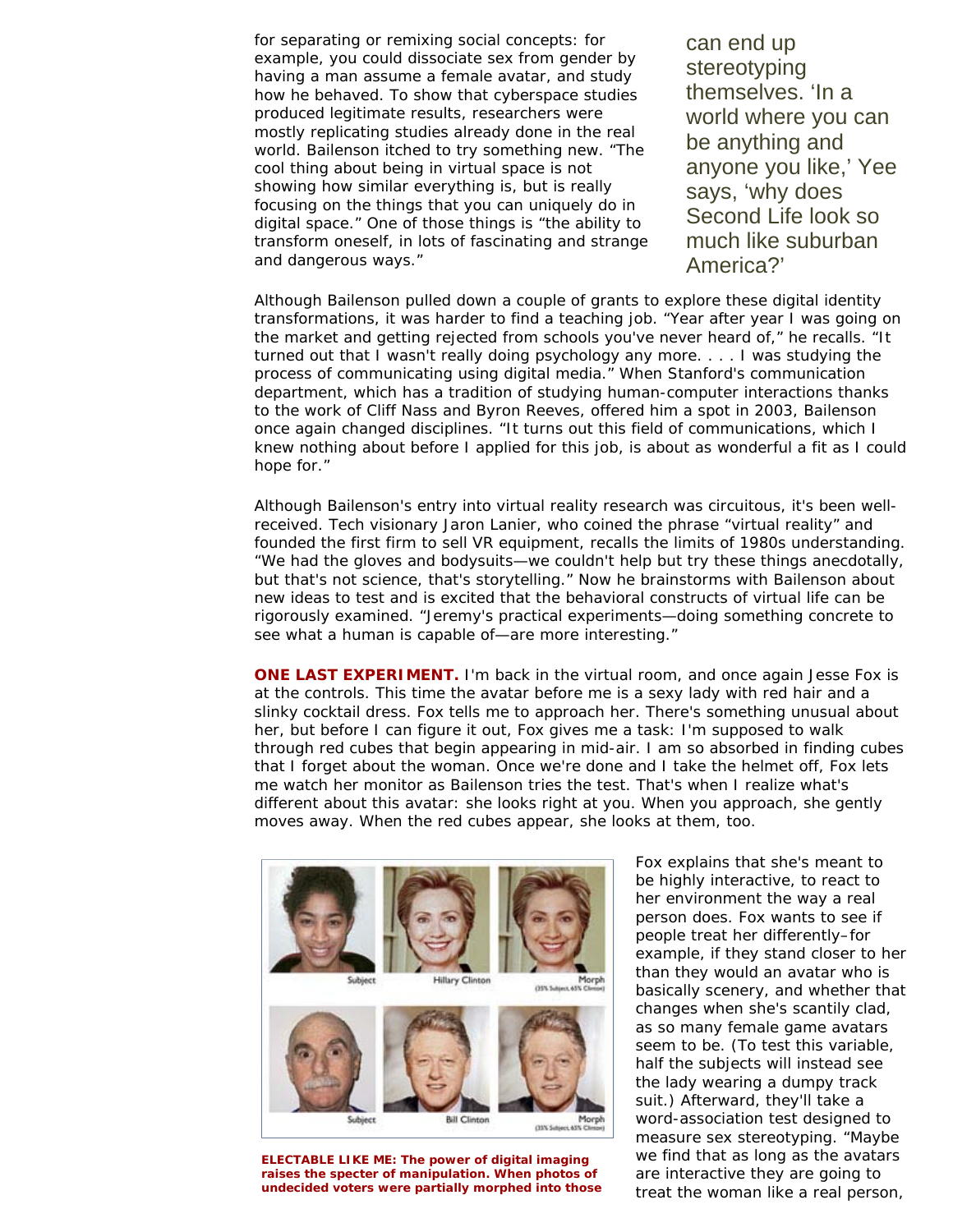for separating or remixing social concepts: for example, you could dissociate sex from gender by having a man assume a female avatar, and study how he behaved. To show that cyberspace studies produced legitimate results, researchers were mostly replicating studies already done in the real world. Bailenson itched to try something new. "The cool thing about being in virtual space is not showing how similar everything is, but is really focusing on the things that you can uniquely do in digital space." One of those things is "the ability to transform oneself, in lots of fascinating and strange and dangerous ways."

can end up stereotyping themselves. 'In a world where you can be anything and anyone you like,' Yee says, 'why does Second Life look so much like suburban America?'

Although Bailenson pulled down a couple of grants to explore these digital identity transformations, it was harder to find a teaching job. "Year after year I was going on the market and getting rejected from schools you've never heard of," he recalls. "It turned out that I wasn't really doing psychology any more. . . . I was studying the process of communicating using digital media." When Stanford's communication department, which has a tradition of studying human-computer interactions thanks to the work of Cliff Nass and Byron Reeves, offered him a spot in 2003, Bailenson once again changed disciplines. "It turns out this field of communications, which I knew nothing about before I applied for this job, is about as wonderful a fit as I could hope for."

Although Bailenson's entry into virtual reality research was circuitous, it's been well-received. Tech visionary Jaron Lanier, who coined the phrase "virtual reality" and founded the first firm to sell VR equipment, recalls the limits of 1980s understanding. "We had the gloves and bodysuits—we couldn't help but try these things anecdotally, but that's not science, that's storytelling." Now he brainstorms with Bailenson about new ideas to test and is excited that the behavioral constructs of virtual life can be rigorously examined. "Jeremy's practical experiments—doing something concrete to see what a human is capable of—are more interesting."

**ONE LAST EXPERIMENT.** I'm back in the virtual room, and once again Jesse Fox is at the controls. This time the avatar before me is a sexy lady with red hair and a slinky cocktail dress. Fox tells me to approach her. There's something unusual about her, but before I can figure it out, Fox gives me a task: I'm supposed to walk through red cubes that begin appearing in mid-air. I am so absorbed in finding cubes that I forget about the woman. Once we're done and I take the helmet off, Fox lets me watch her monitor as Bailenson tries the test. That's when I realize what's different about this avatar: she looks right at you. When you approach, she gently moves away. When the red cubes appear, she looks at them, too.

Subject

Hillary Clinton

Morph (35% Subject, 65% Clinton)

Subject

Bill Clinton

Morph (35% Subject, 65% Clinton)

**ELECTABLE LIKE ME: The power of digital imaging raises the specter of manipulation. When photos of undecided voters were partially morphed into those**

Fox explains that she's meant to be highly interactive, to react to her environment the way a real person does. Fox wants to see if people treat her differently–for example, if they stand closer to her than they would an avatar who is basically scenery, and whether that changes when she's scantily clad, as so many female game avatars seem to be. (To test this variable, half the subjects will instead see the lady wearing a dumpy track suit.) Afterward, they'll take a word-association test designed to measure sex stereotyping. "Maybe we find that as long as the avatars are interactive they are going to treat the woman like a real person,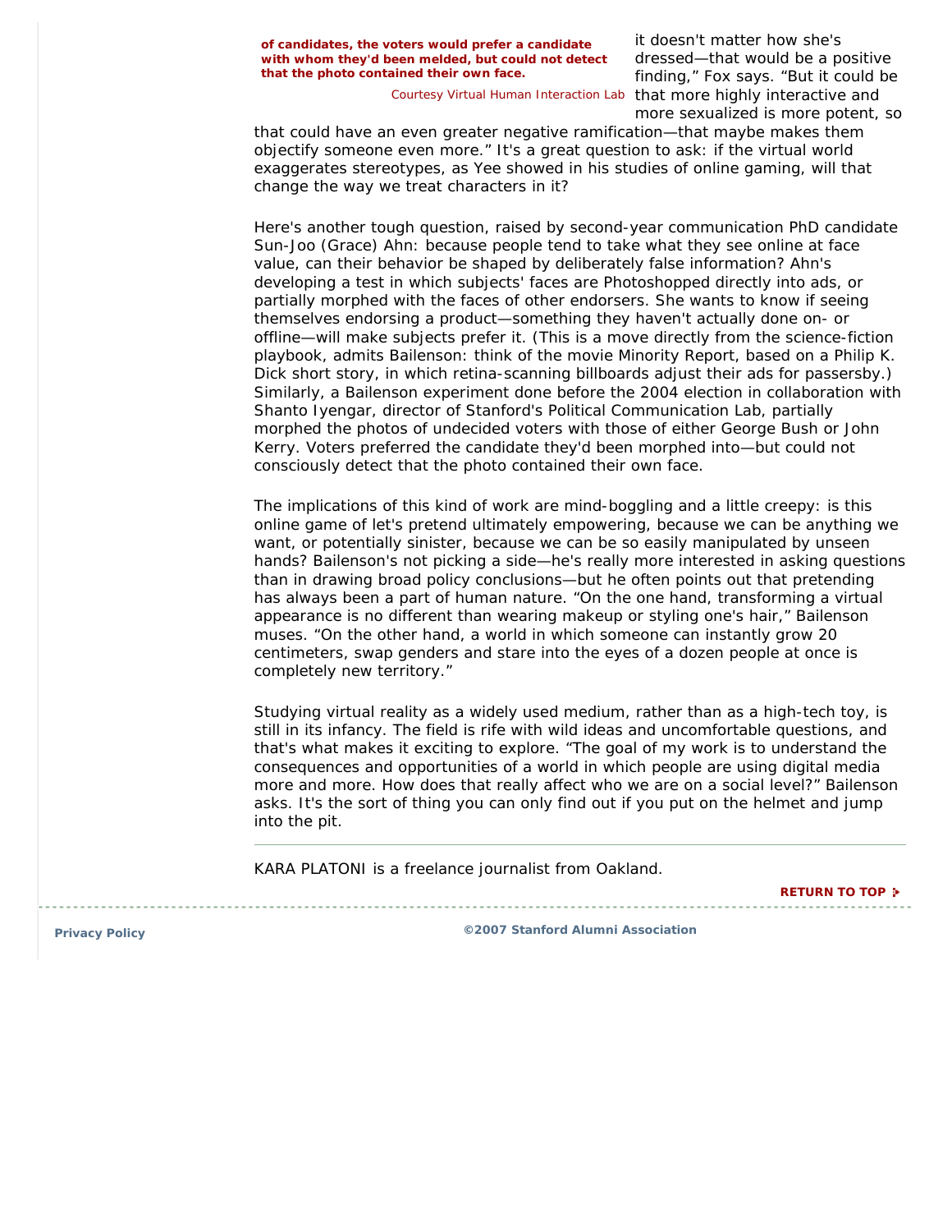**of candidates, the voters would prefer a candidate with whom they'd been melded, but could not detect that the photo contained their own face.**

Courtesy Virtual Human Interaction Lab

it doesn't matter how she's dressed—that would be a positive finding," Fox says. "But it could be that more highly interactive and more sexualized is more potent, so that could have an even greater negative ramification—that maybe makes them objectify someone even more." It's a great question to ask: if the virtual world exaggerates stereotypes, as Yee showed in his studies of online gaming, will that change the way we treat characters in it?

Here's another tough question, raised by second-year communication PhD candidate Sun-Joo (Grace) Ahn: because people tend to take what they see online at face value, can their behavior be shaped by deliberately false information? Ahn's developing a test in which subjects' faces are Photoshopped directly into ads, or partially morphed with the faces of other endorsers. She wants to know if seeing themselves endorsing a product—something they haven't actually done on- or offline—will make subjects prefer it. (This is a move directly from the science-fiction playbook, admits Bailenson: think of the movie Minority Report, based on a Philip K. Dick short story, in which retina-scanning billboards adjust their ads for passersby.) Similarly, a Bailenson experiment done before the 2004 election in collaboration with Shanto Iyengar, director of Stanford's Political Communication Lab, partially morphed the photos of undecided voters with those of either George Bush or John Kerry. Voters preferred the candidate they'd been morphed into—but could not consciously detect that the photo contained their own face.

The implications of this kind of work are mind-boggling and a little creepy: is this online game of let's pretend ultimately empowering, because we can be anything we want, or potentially sinister, because we can be so easily manipulated by unseen hands? Bailenson's not picking a side—he's really more interested in asking questions than in drawing broad policy conclusions—but he often points out that pretending has always been a part of human nature. "On the one hand, transforming a virtual appearance is no different than wearing makeup or styling one's hair," Bailenson muses. "On the other hand, a world in which someone can instantly grow 20 centimeters, swap genders and stare into the eyes of a dozen people at once is completely new territory."

Studying virtual reality as a widely used medium, rather than as a high-tech toy, is still in its infancy. The field is rife with wild ideas and uncomfortable questions, and that's what makes it exciting to explore. "The goal of my work is to understand the consequences and opportunities of a world in which people are using digital media more and more. How does that really affect who we are on a social level?" Bailenson asks. It's the sort of thing you can only find out if you put on the helmet and jump into the pit.

---

KARA PLATONI is a freelance journalist from Oakland.

**RETURN TO TOP**

**Privacy Policy**

**©2007 Stanford Alumni Association**